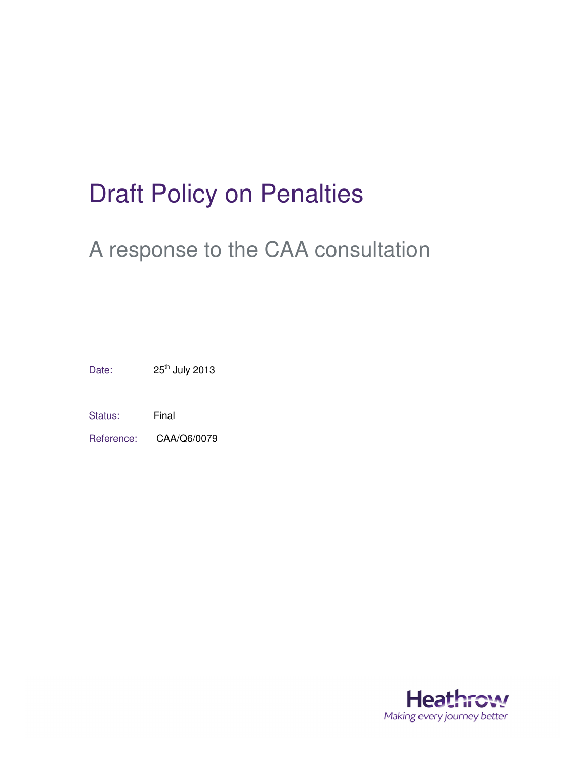# Draft Policy on Penalties

## A response to the CAA consultation

Date: 25th July 2013

Status: Final

Reference: CAA/Q6/0079

Heathrow
Making every journey better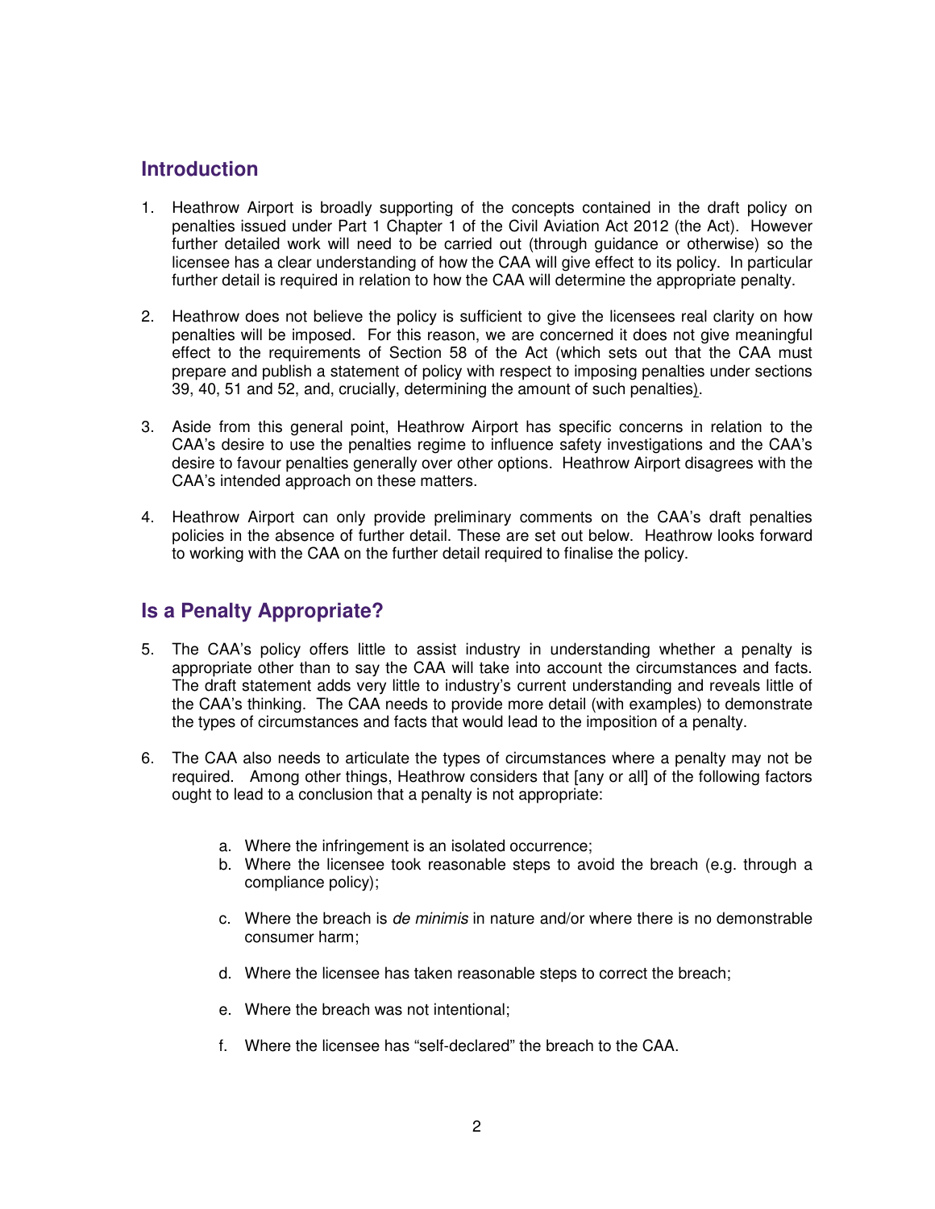## Introduction

1. Heathrow Airport is broadly supporting of the concepts contained in the draft policy on penalties issued under Part 1 Chapter 1 of the Civil Aviation Act 2012 (the Act). However further detailed work will need to be carried out (through guidance or otherwise) so the licensee has a clear understanding of how the CAA will give effect to its policy. In particular further detail is required in relation to how the CAA will determine the appropriate penalty.

2. Heathrow does not believe the policy is sufficient to give the licensees real clarity on how penalties will be imposed. For this reason, we are concerned it does not give meaningful effect to the requirements of Section 58 of the Act (which sets out that the CAA must prepare and publish a statement of policy with respect to imposing penalties under sections 39, 40, 51 and 52, and, crucially, determining the amount of such penalties).

3. Aside from this general point, Heathrow Airport has specific concerns in relation to the CAA's desire to use the penalties regime to influence safety investigations and the CAA's desire to favour penalties generally over other options. Heathrow Airport disagrees with the CAA's intended approach on these matters.

4. Heathrow Airport can only provide preliminary comments on the CAA's draft penalties policies in the absence of further detail. These are set out below. Heathrow looks forward to working with the CAA on the further detail required to finalise the policy.

## Is a Penalty Appropriate?

5. The CAA's policy offers little to assist industry in understanding whether a penalty is appropriate other than to say the CAA will take into account the circumstances and facts. The draft statement adds very little to industry's current understanding and reveals little of the CAA's thinking. The CAA needs to provide more detail (with examples) to demonstrate the types of circumstances and facts that would lead to the imposition of a penalty.

6. The CAA also needs to articulate the types of circumstances where a penalty may not be required. Among other things, Heathrow considers that [any or all] of the following factors ought to lead to a conclusion that a penalty is not appropriate:

   a. Where the infringement is an isolated occurrence;
   b. Where the licensee took reasonable steps to avoid the breach (e.g. through a compliance policy);
   c. Where the breach is *de minimis* in nature and/or where there is no demonstrable consumer harm;
   d. Where the licensee has taken reasonable steps to correct the breach;
   e. Where the breach was not intentional;
   f. Where the licensee has "self-declared" the breach to the CAA.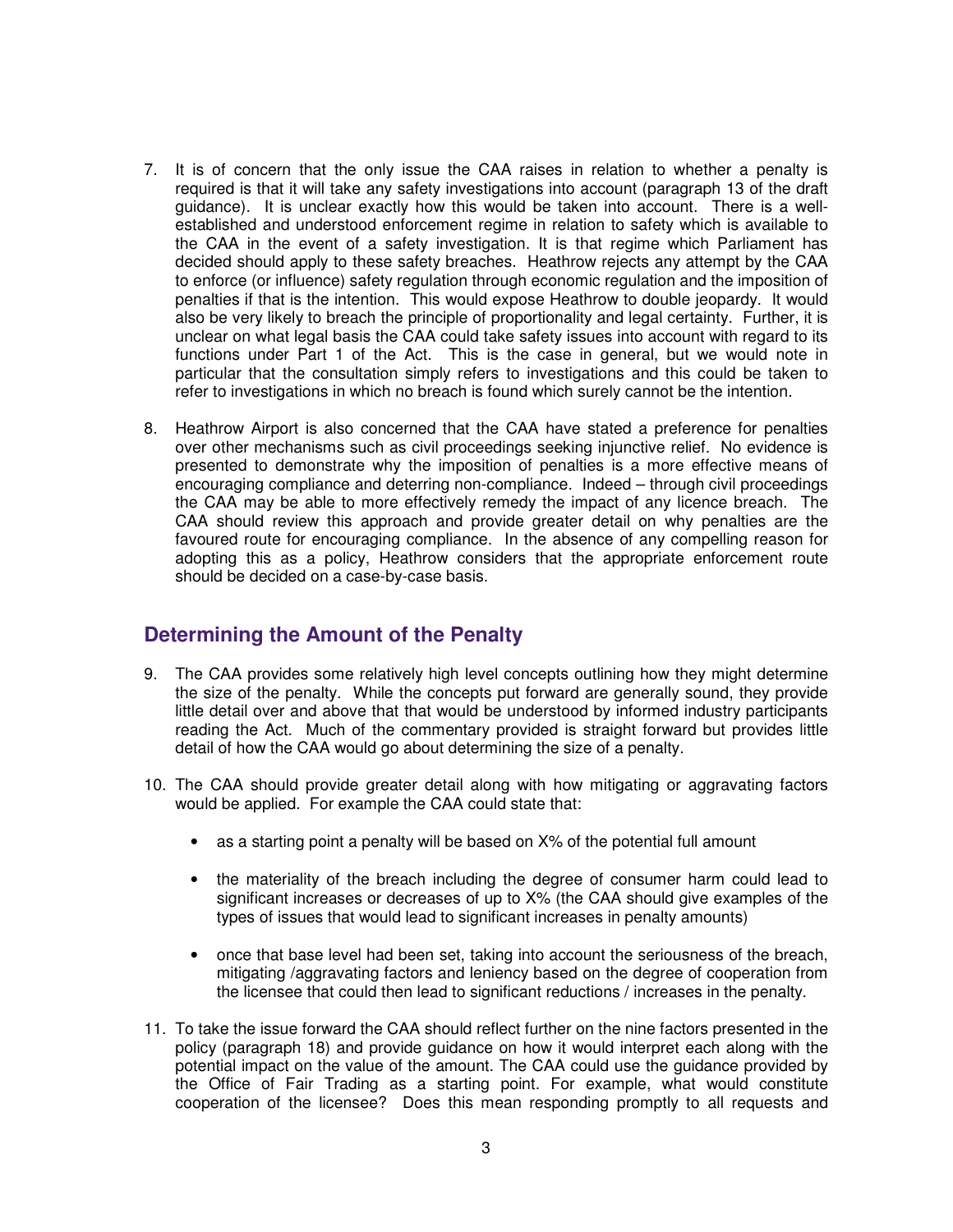7. It is of concern that the only issue the CAA raises in relation to whether a penalty is required is that it will take any safety investigations into account (paragraph 13 of the draft guidance). It is unclear exactly how this would be taken into account. There is a well-established and understood enforcement regime in relation to safety which is available to the CAA in the event of a safety investigation. It is that regime which Parliament has decided should apply to these safety breaches. Heathrow rejects any attempt by the CAA to enforce (or influence) safety regulation through economic regulation and the imposition of penalties if that is the intention. This would expose Heathrow to double jeopardy. It would also be very likely to breach the principle of proportionality and legal certainty. Further, it is unclear on what legal basis the CAA could take safety issues into account with regard to its functions under Part 1 of the Act. This is the case in general, but we would note in particular that the consultation simply refers to investigations and this could be taken to refer to investigations in which no breach is found which surely cannot be the intention.

8. Heathrow Airport is also concerned that the CAA have stated a preference for penalties over other mechanisms such as civil proceedings seeking injunctive relief. No evidence is presented to demonstrate why the imposition of penalties is a more effective means of encouraging compliance and deterring non-compliance. Indeed – through civil proceedings the CAA may be able to more effectively remedy the impact of any licence breach. The CAA should review this approach and provide greater detail on why penalties are the favoured route for encouraging compliance. In the absence of any compelling reason for adopting this as a policy, Heathrow considers that the appropriate enforcement route should be decided on a case-by-case basis.

## Determining the Amount of the Penalty

9. The CAA provides some relatively high level concepts outlining how they might determine the size of the penalty. While the concepts put forward are generally sound, they provide little detail over and above that that would be understood by informed industry participants reading the Act. Much of the commentary provided is straight forward but provides little detail of how the CAA would go about determining the size of a penalty.

10. The CAA should provide greater detail along with how mitigating or aggravating factors would be applied. For example the CAA could state that:

    - as a starting point a penalty will be based on X% of the potential full amount
    - the materiality of the breach including the degree of consumer harm could lead to significant increases or decreases of up to X% (the CAA should give examples of the types of issues that would lead to significant increases in penalty amounts)
    - once that base level had been set, taking into account the seriousness of the breach, mitigating /aggravating factors and leniency based on the degree of cooperation from the licensee that could then lead to significant reductions / increases in the penalty.

11. To take the issue forward the CAA should reflect further on the nine factors presented in the policy (paragraph 18) and provide guidance on how it would interpret each along with the potential impact on the value of the amount. The CAA could use the guidance provided by the Office of Fair Trading as a starting point. For example, what would constitute cooperation of the licensee? Does this mean responding promptly to all requests and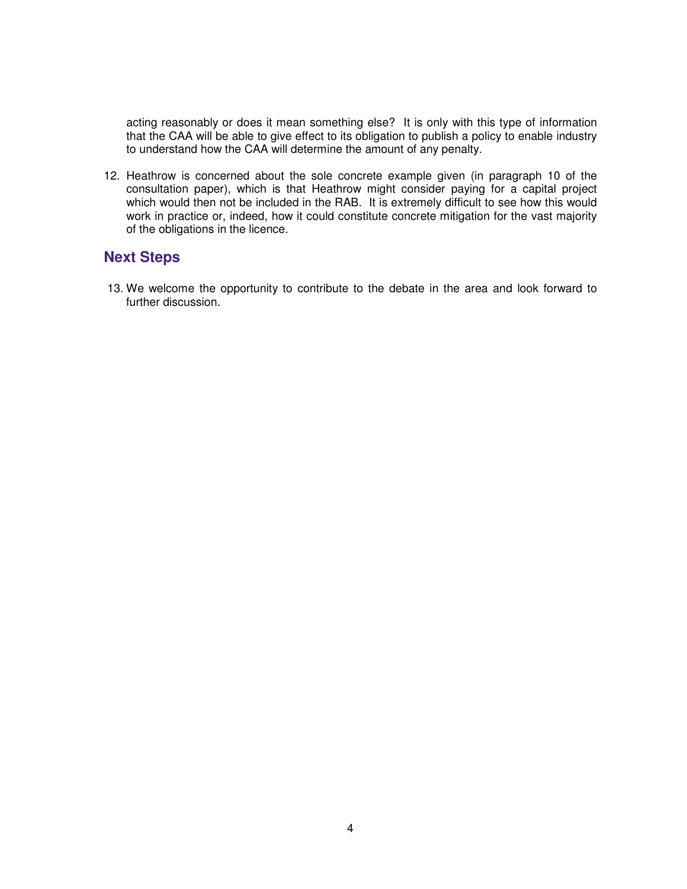acting reasonably or does it mean something else? It is only with this type of information that the CAA will be able to give effect to its obligation to publish a policy to enable industry to understand how the CAA will determine the amount of any penalty.

12. Heathrow is concerned about the sole concrete example given (in paragraph 10 of the consultation paper), which is that Heathrow might consider paying for a capital project which would then not be included in the RAB. It is extremely difficult to see how this would work in practice or, indeed, how it could constitute concrete mitigation for the vast majority of the obligations in the licence.

## Next Steps

13. We welcome the opportunity to contribute to the debate in the area and look forward to further discussion.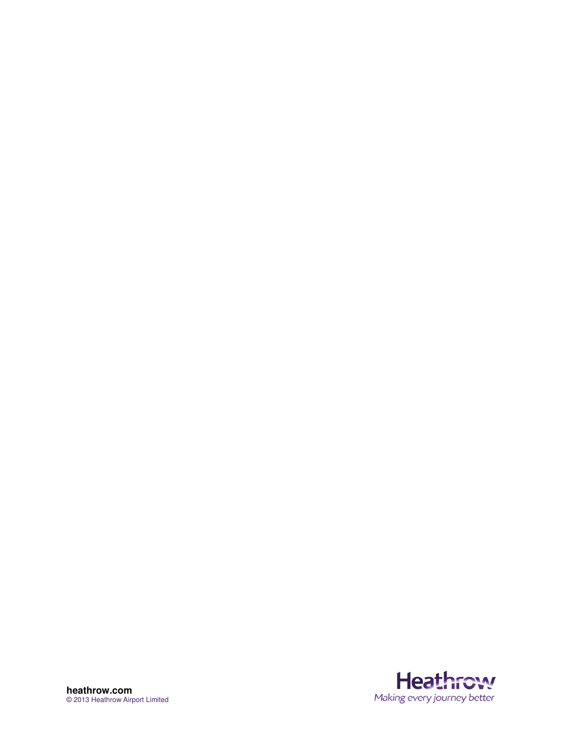**heathrow.com**
© 2013 Heathrow Airport Limited

Heathrow
*Making every journey better*